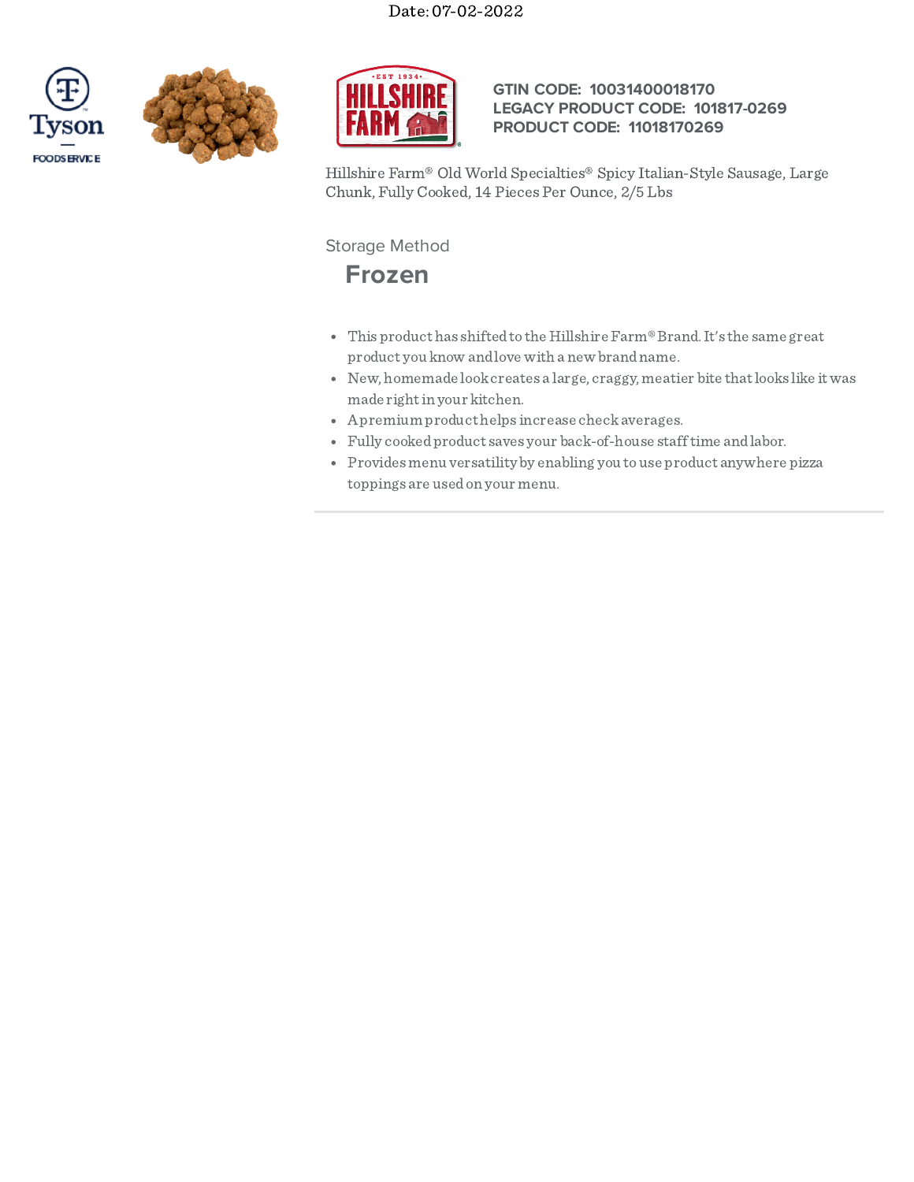Date: 07-02-2022

GTIN CODE: 10031400018170
LEGACY PRODUCT CODE: 101817-0269
PRODUCT CODE: 11018170269

Hillshire Farm® Old World Specialties® Spicy Italian-Style Sausage, Large Chunk, Fully Cooked, 14 Pieces Per Ounce, 2/5 Lbs

Storage Method

**Frozen**

- This product has shifted to the Hillshire Farm® Brand. It's the same great product you know and love with a new brand name.
- New, homemade look creates a large, craggy, meatier bite that looks like it was made right in your kitchen.
- A premium product helps increase check averages.
- Fully cooked product saves your back-of-house staff time and labor.
- Provides menu versatility by enabling you to use product anywhere pizza toppings are used on your menu.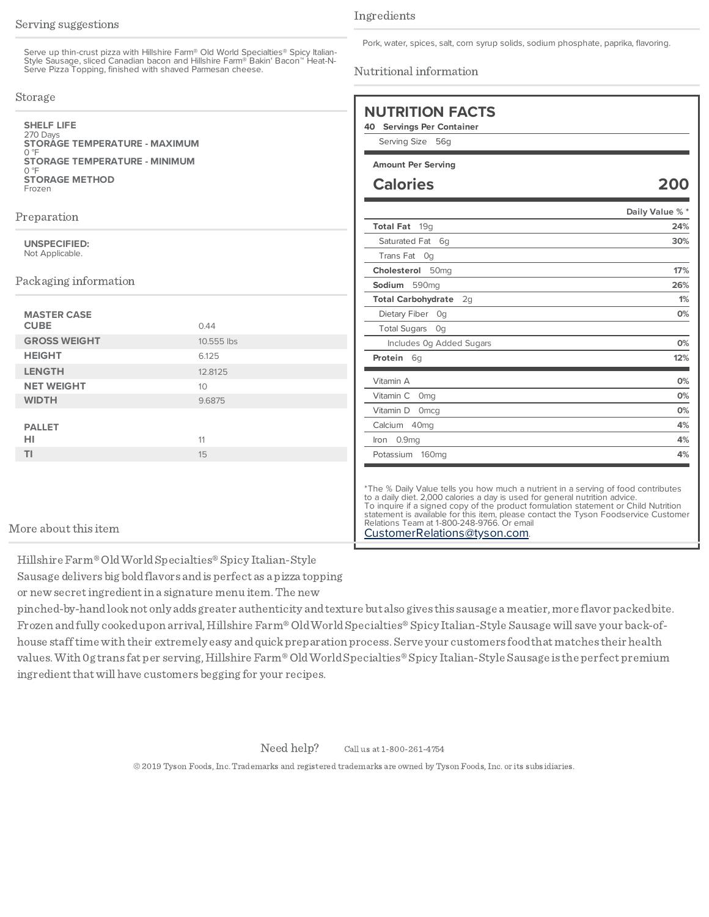## Serving suggestions

Serve up thin-crust pizza with Hillshire Farm® Old World Specialties® Spicy Italian-Style Sausage, sliced Canadian bacon and Hillshire Farm® Bakin' Bacon™ Heat-N-Serve Pizza Topping, finished with shaved Parmesan cheese.

## Storage

**SHELF LIFE**
270 Days
**STORAGE TEMPERATURE - MAXIMUM**
0 °F
**STORAGE TEMPERATURE - MINIMUM**
0 °F
**STORAGE METHOD**
Frozen

## Preparation

**UNSPECIFIED:**
Not Applicable.

## Packaging information

| | |
|---|---|
| **MASTER CASE** | |
| **CUBE** | 0.44 |
| **GROSS WEIGHT** | 10.555 lbs |
| **HEIGHT** | 6.125 |
| **LENGTH** | 12.8125 |
| **NET WEIGHT** | 10 |
| **WIDTH** | 9.6875 |
| **PALLET** | |
| **HI** | 11 |
| **TI** | 15 |

## Ingredients

Pork, water, spices, salt, corn syrup solids, sodium phosphate, paprika, flavoring.

## Nutritional information

**NUTRITION FACTS**

**40 Servings Per Container**

Serving Size 56g

**Amount Per Serving**

**Calories 200**

| | Daily Value % * |
|---|---|
| **Total Fat** 19g | **24%** |
| Saturated Fat 6g | **30%** |
| Trans Fat 0g | |
| **Cholesterol** 50mg | **17%** |
| **Sodium** 590mg | **26%** |
| **Total Carbohydrate** 2g | **1%** |
| Dietary Fiber 0g | **0%** |
| Total Sugars 0g | |
| Includes 0g Added Sugars | **0%** |
| **Protein** 6g | **12%** |
| Vitamin A | **0%** |
| Vitamin C 0mg | **0%** |
| Vitamin D 0mcg | **0%** |
| Calcium 40mg | **4%** |
| Iron 0.9mg | **4%** |
| Potassium 160mg | **4%** |

*The % Daily Value tells you how much a nutrient in a serving of food contributes to a daily diet. 2,000 calories a day is used for general nutrition advice.
To inquire if a signed copy of the product formulation statement or Child Nutrition statement is available for this item, please contact the Tyson Foodservice Customer Relations Team at 1-800-248-9766. Or email CustomerRelations@tyson.com.

## More about this item

Hillshire Farm® Old World Specialties® Spicy Italian-Style Sausage delivers big bold flavors and is perfect as a pizza topping or new secret ingredient in a signature menu item. The new pinched-by-hand look not only adds greater authenticity and texture but also gives this sausage a meatier, more flavor packed bite. Frozen and fully cooked upon arrival, Hillshire Farm® Old World Specialties® Spicy Italian-Style Sausage will save your back-of-house staff time with their extremely easy and quick preparation process. Serve your customers food that matches their health values. With 0g trans fat per serving, Hillshire Farm® Old World Specialties® Spicy Italian-Style Sausage is the perfect premium ingredient that will have customers begging for your recipes.

Need help? Call us at 1-800-261-4754

© 2019 Tyson Foods, Inc. Trademarks and registered trademarks are owned by Tyson Foods, Inc. or its subsidiaries.